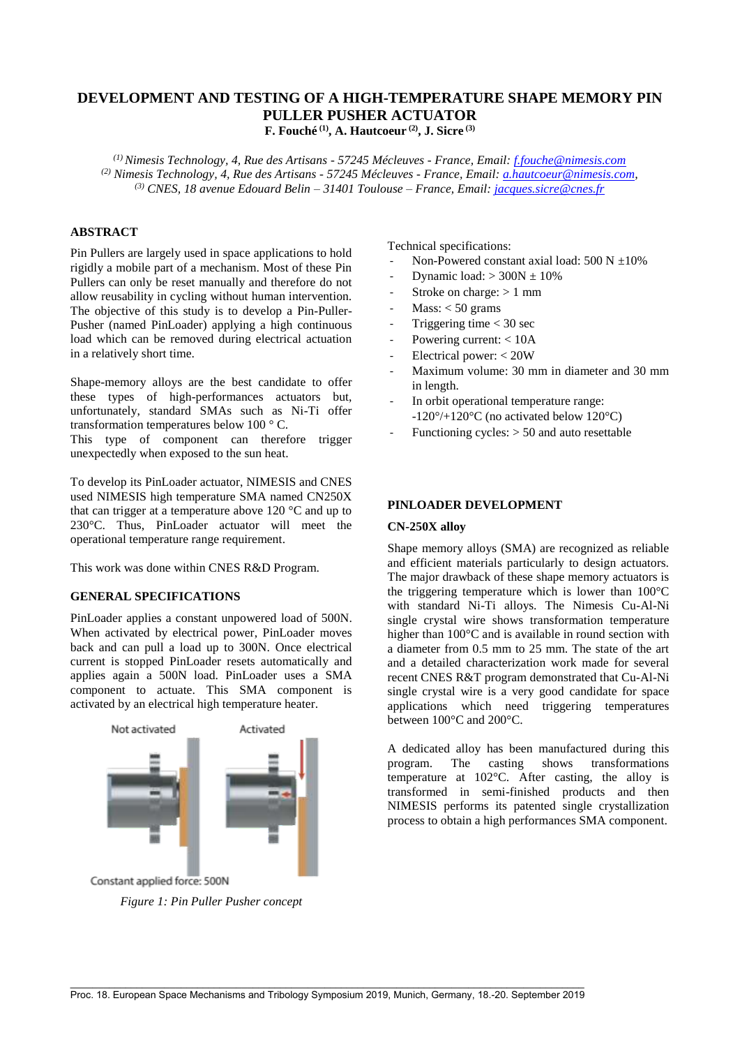# DEVELOPMENT AND TESTING OF A HIGH-TEMPERATURE SHAPE MEMORY PIN PULLER PUSHER ACTUATOR

**F. Fouché [1], A. Hautcoeur [2], J. Sicre [3]**

*[1] Nimesis Technology, 4, Rue des Artisans - 57245 Mécleuves - France, Email: f.fouche@nimesis.com*
*[2] Nimesis Technology, 4, Rue des Artisans - 57245 Mécleuves - France, Email: a.hautcoeur@nimesis.com,*
*[3] CNES, 18 avenue Edouard Belin – 31401 Toulouse – France, Email: jacques.sicre@cnes.fr*

## ABSTRACT

Pin Pullers are largely used in space applications to hold rigidly a mobile part of a mechanism. Most of these Pin Pullers can only be reset manually and therefore do not allow reusability in cycling without human intervention. The objective of this study is to develop a Pin-Puller-Pusher (named PinLoader) applying a high continuous load which can be removed during electrical actuation in a relatively short time.

Shape-memory alloys are the best candidate to offer these types of high-performances actuators but, unfortunately, standard SMAs such as Ni-Ti offer transformation temperatures below 100 ° C.
This type of component can therefore trigger unexpectedly when exposed to the sun heat.

To develop its PinLoader actuator, NIMESIS and CNES used NIMESIS high temperature SMA named CN250X that can trigger at a temperature above 120 °C and up to 230°C. Thus, PinLoader actuator will meet the operational temperature range requirement.

This work was done within CNES R&D Program.

## GENERAL SPECIFICATIONS

PinLoader applies a constant unpowered load of 500N. When activated by electrical power, PinLoader moves back and can pull a load up to 300N. Once electrical current is stopped PinLoader resets automatically and applies again a 500N load. PinLoader uses a SMA component to actuate. This SMA component is activated by an electrical high temperature heater.

Not activated

Activated

Constant applied force: 500N

*Figure 1: Pin Puller Pusher concept*

Technical specifications:

- Non-Powered constant axial load: 500 N ±10%
- Dynamic load: > 300N ± 10%
- Stroke on charge: > 1 mm
- Mass: < 50 grams
- Triggering time < 30 sec
- Powering current: < 10A
- Electrical power: < 20W
- Maximum volume: 30 mm in diameter and 30 mm in length.
- In orbit operational temperature range: -120°/+120°C (no activated below 120°C)
- Functioning cycles: > 50 and auto resettable

## PINLOADER DEVELOPMENT

### CN-250X alloy

Shape memory alloys (SMA) are recognized as reliable and efficient materials particularly to design actuators. The major drawback of these shape memory actuators is the triggering temperature which is lower than 100°C with standard Ni-Ti alloys. The Nimesis Cu-Al-Ni single crystal wire shows transformation temperature higher than 100°C and is available in round section with a diameter from 0.5 mm to 25 mm. The state of the art and a detailed characterization work made for several recent CNES R&T program demonstrated that Cu-Al-Ni single crystal wire is a very good candidate for space applications which need triggering temperatures between 100°C and 200°C.

A dedicated alloy has been manufactured during this program. The casting shows transformations temperature at 102°C. After casting, the alloy is transformed in semi-finished products and then NIMESIS performs its patented single crystallization process to obtain a high performances SMA component.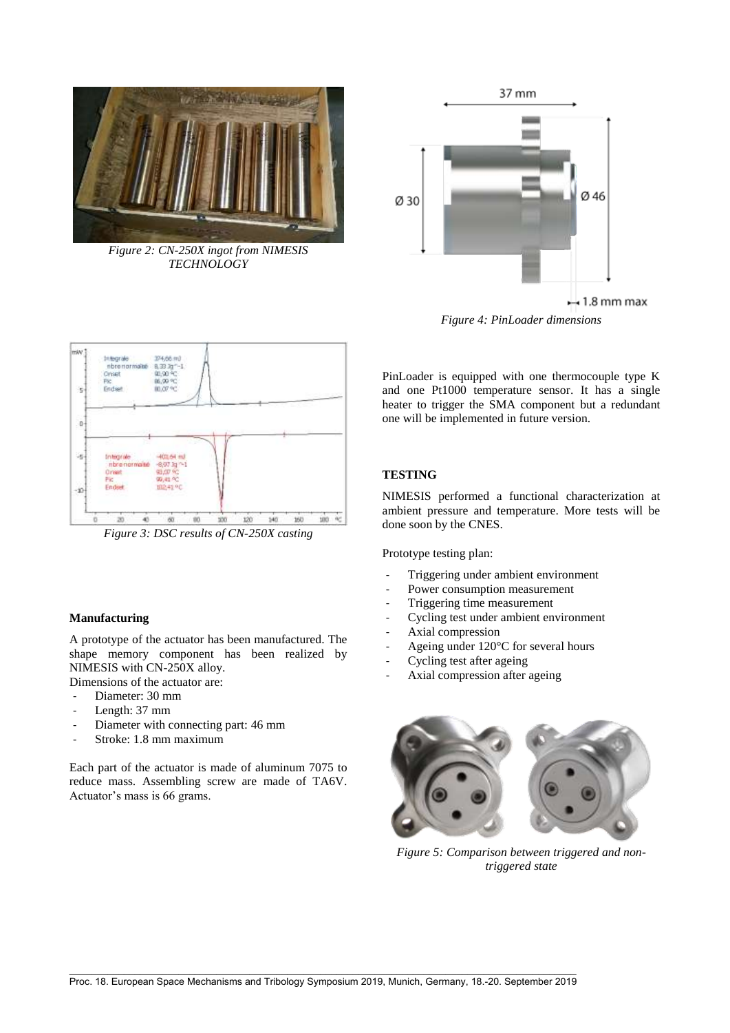Figure 2: CN-250X ingot from NIMESIS TECHNOLOGY

Figure 3: DSC results of CN-250X casting

Figure 4: PinLoader dimensions

### Manufacturing

A prototype of the actuator has been manufactured. The shape memory component has been realized by NIMESIS with CN-250X alloy.

Dimensions of the actuator are:

- Diameter: 30 mm
- Length: 37 mm
- Diameter with connecting part: 46 mm
- Stroke: 1.8 mm maximum

Each part of the actuator is made of aluminum 7075 to reduce mass. Assembling screw are made of TA6V. Actuator's mass is 66 grams.

PinLoader is equipped with one thermocouple type K and one Pt1000 temperature sensor. It has a single heater to trigger the SMA component but a redundant one will be implemented in future version.

## TESTING

NIMESIS performed a functional characterization at ambient pressure and temperature. More tests will be done soon by the CNES.

Prototype testing plan:

- Triggering under ambient environment
- Power consumption measurement
- Triggering time measurement
- Cycling test under ambient environment
- Axial compression
- Ageing under 120°C for several hours
- Cycling test after ageing
- Axial compression after ageing

Figure 5: Comparison between triggered and non-triggered state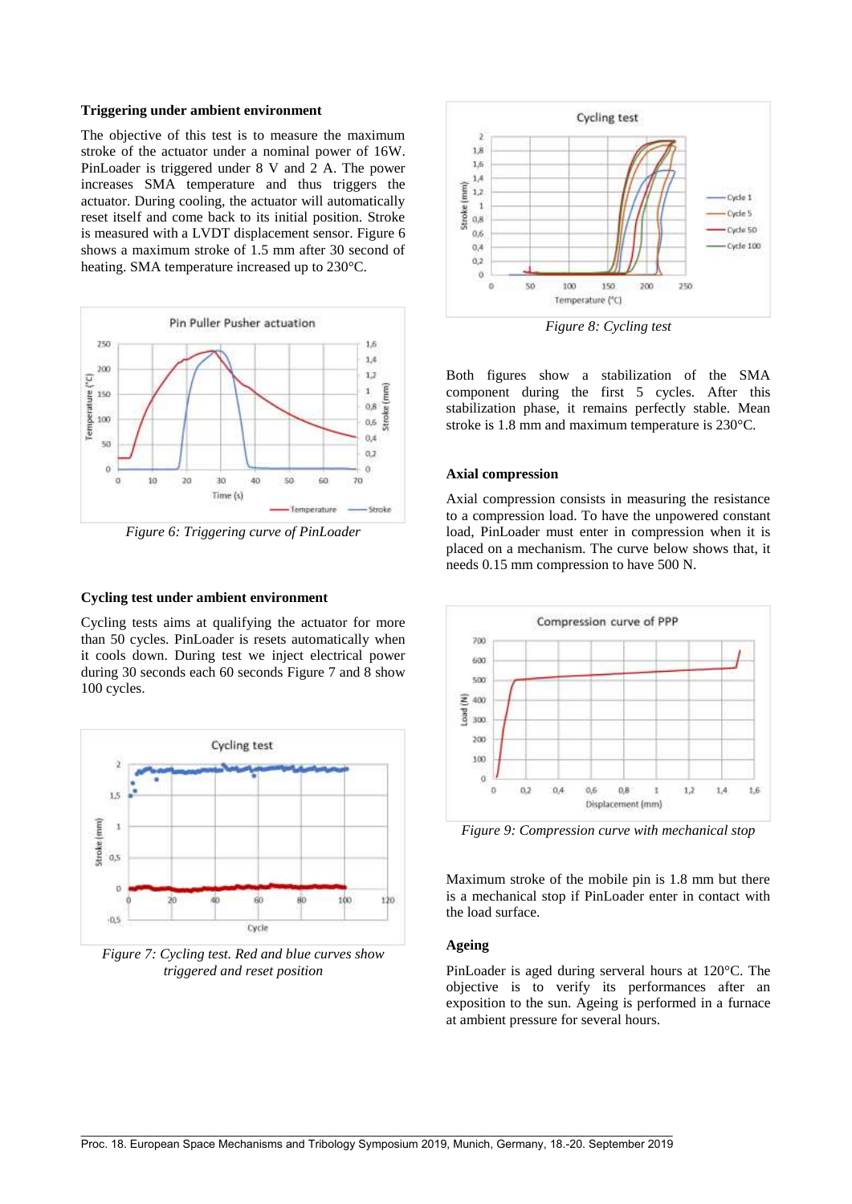### Triggering under ambient environment

The objective of this test is to measure the maximum stroke of the actuator under a nominal power of 16W. PinLoader is triggered under 8 V and 2 A. The power increases SMA temperature and thus triggers the actuator. During cooling, the actuator will automatically reset itself and come back to its initial position. Stroke is measured with a LVDT displacement sensor. Figure 6 shows a maximum stroke of 1.5 mm after 30 second of heating. SMA temperature increased up to 230°C.

Pin Puller Pusher actuation

Temperature (°C)
0
50
100
150
200
250

Stroke (mm)
0
0,2
0,4
0,6
0,8
1
1,2
1,4
1,6

Time (s)
0
10
20
30
40
50
60
70

Temperature
Stroke

*Figure 6: Triggering curve of PinLoader*

### Cycling test under ambient environment

Cycling tests aims at qualifying the actuator for more than 50 cycles. PinLoader is resets automatically when it cools down. During test we inject electrical power during 30 seconds each 60 seconds Figure 7 and 8 show 100 cycles.

Cycling test

Stroke (mm)
-0,5
0
0,5
1
1,5
2

Cycle
0
20
40
60
80
100
120

*Figure 7: Cycling test. Red and blue curves show triggered and reset position*

Cycling test

Stroke (mm)
0
0,2
0,4
0,6
0,8
1
1,2
1,4
1,6
1,8
2

Temperature (°C)
0
50
100
150
200
250

Cycle 1
Cycle 5
Cycle 50
Cycle 100

*Figure 8: Cycling test*

Both figures show a stabilization of the SMA component during the first 5 cycles. After this stabilization phase, it remains perfectly stable. Mean stroke is 1.8 mm and maximum temperature is 230°C.

### Axial compression

Axial compression consists in measuring the resistance to a compression load. To have the unpowered constant load, PinLoader must enter in compression when it is placed on a mechanism. The curve below shows that, it needs 0.15 mm compression to have 500 N.

Compression curve of PPP

Load (N)
0
100
200
300
400
500
600
700

Displacement (mm)
0
0,2
0,4
0,6
0,8
1
1,2
1,4
1,6

*Figure 9: Compression curve with mechanical stop*

Maximum stroke of the mobile pin is 1.8 mm but there is a mechanical stop if PinLoader enter in contact with the load surface.

### Ageing

PinLoader is aged during serveral hours at 120°C. The objective is to verify its performances after an exposition to the sun. Ageing is performed in a furnace at ambient pressure for several hours.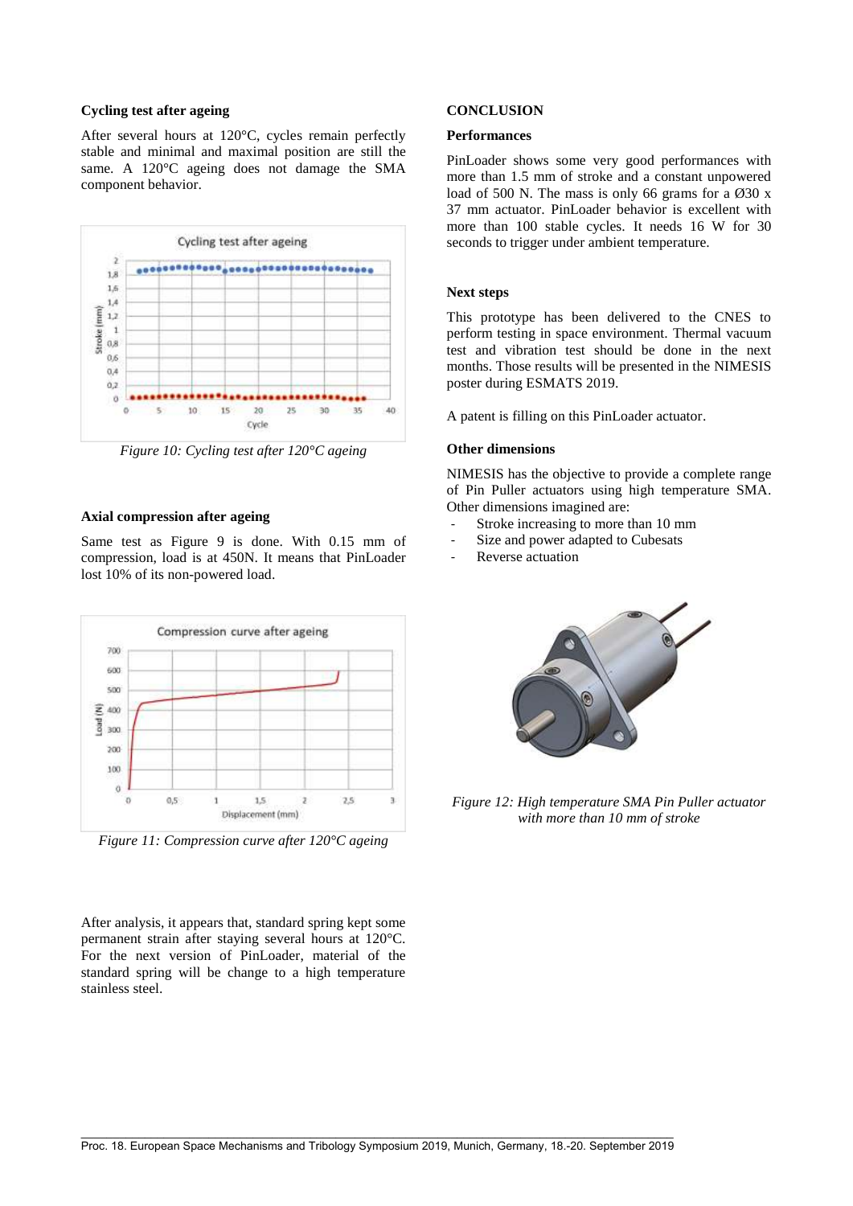### Cycling test after ageing

After several hours at 120°C, cycles remain perfectly stable and minimal and maximal position are still the same. A 120°C ageing does not damage the SMA component behavior.

Cycling test after ageing

Stroke (mm)

2
1,8
1,6
1,4
1,2
1
0,8
0,6
0,4
0,2
0

0 5 10 15 20 25 30 35 40

Cycle

*Figure 10: Cycling test after 120°C ageing*

### Axial compression after ageing

Same test as Figure 9 is done. With 0.15 mm of compression, load is at 450N. It means that PinLoader lost 10% of its non-powered load.

Compression curve after ageing

Load (N)

700
600
500
400
300
200
100
0

0 0,5 1 1,5 2 2,5 3

Displacement (mm)

*Figure 11: Compression curve after 120°C ageing*

After analysis, it appears that, standard spring kept some permanent strain after staying several hours at 120°C. For the next version of PinLoader, material of the standard spring will be change to a high temperature stainless steel.

## CONCLUSION

### Performances

PinLoader shows some very good performances with more than 1.5 mm of stroke and a constant unpowered load of 500 N. The mass is only 66 grams for a Ø30 x 37 mm actuator. PinLoader behavior is excellent with more than 100 stable cycles. It needs 16 W for 30 seconds to trigger under ambient temperature.

### Next steps

This prototype has been delivered to the CNES to perform testing in space environment. Thermal vacuum test and vibration test should be done in the next months. Those results will be presented in the NIMESIS poster during ESMATS 2019.

A patent is filling on this PinLoader actuator.

### Other dimensions

NIMESIS has the objective to provide a complete range of Pin Puller actuators using high temperature SMA. Other dimensions imagined are:

- Stroke increasing to more than 10 mm
- Size and power adapted to Cubesats
- Reverse actuation

*Figure 12: High temperature SMA Pin Puller actuator with more than 10 mm of stroke*